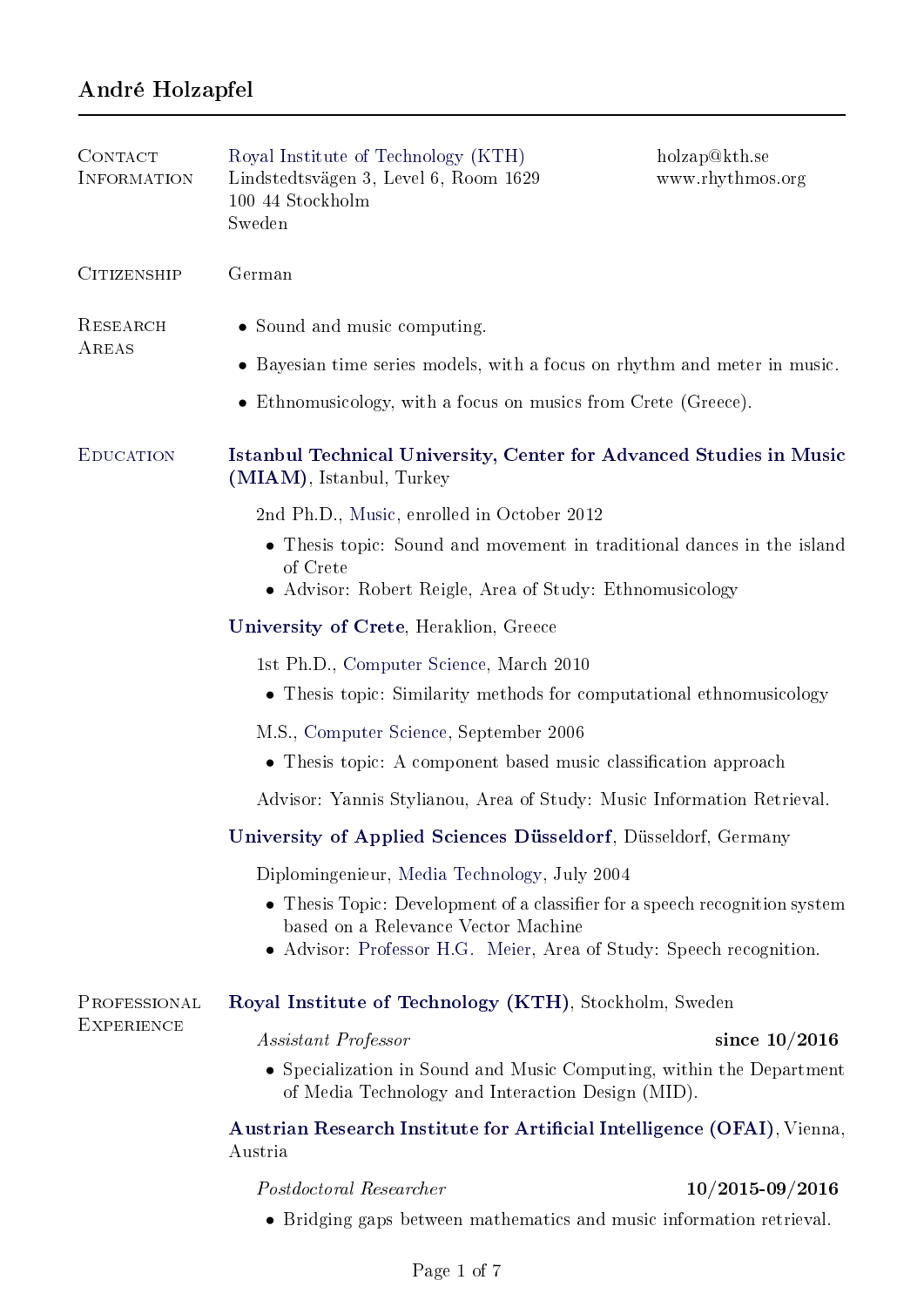# André Holzapfel

## Contact Information

Royal Institute of Technology (KTH)
Lindstedtsvägen 3, Level 6, Room 1629
100 44 Stockholm
Sweden

holzap@kth.se
www.rhythmos.org

## Citizenship

German

## Research Areas

- Sound and music computing.
- Bayesian time series models, with a focus on rhythm and meter in music.
- Ethnomusicology, with a focus on musics from Crete (Greece).

## Education

**Istanbul Technical University, Center for Advanced Studies in Music (MIAM)**, Istanbul, Turkey

2nd Ph.D., Music, enrolled in October 2012

- Thesis topic: Sound and movement in traditional dances in the island of Crete
- Advisor: Robert Reigle, Area of Study: Ethnomusicology

**University of Crete**, Heraklion, Greece

1st Ph.D., Computer Science, March 2010

- Thesis topic: Similarity methods for computational ethnomusicology

M.S., Computer Science, September 2006

- Thesis topic: A component based music classification approach

Advisor: Yannis Stylianou, Area of Study: Music Information Retrieval.

**University of Applied Sciences Düsseldorf**, Düsseldorf, Germany

Diplomingenieur, Media Technology, July 2004

- Thesis Topic: Development of a classifier for a speech recognition system based on a Relevance Vector Machine
- Advisor: Professor H.G. Meier, Area of Study: Speech recognition.

## Professional Experience

**Royal Institute of Technology (KTH)**, Stockholm, Sweden

*Assistant Professor* — **since 10/2016**

- Specialization in Sound and Music Computing, within the Department of Media Technology and Interaction Design (MID).

**Austrian Research Institute for Artificial Intelligence (OFAI)**, Vienna, Austria

*Postdoctoral Researcher* — **10/2015-09/2016**

- Bridging gaps between mathematics and music information retrieval.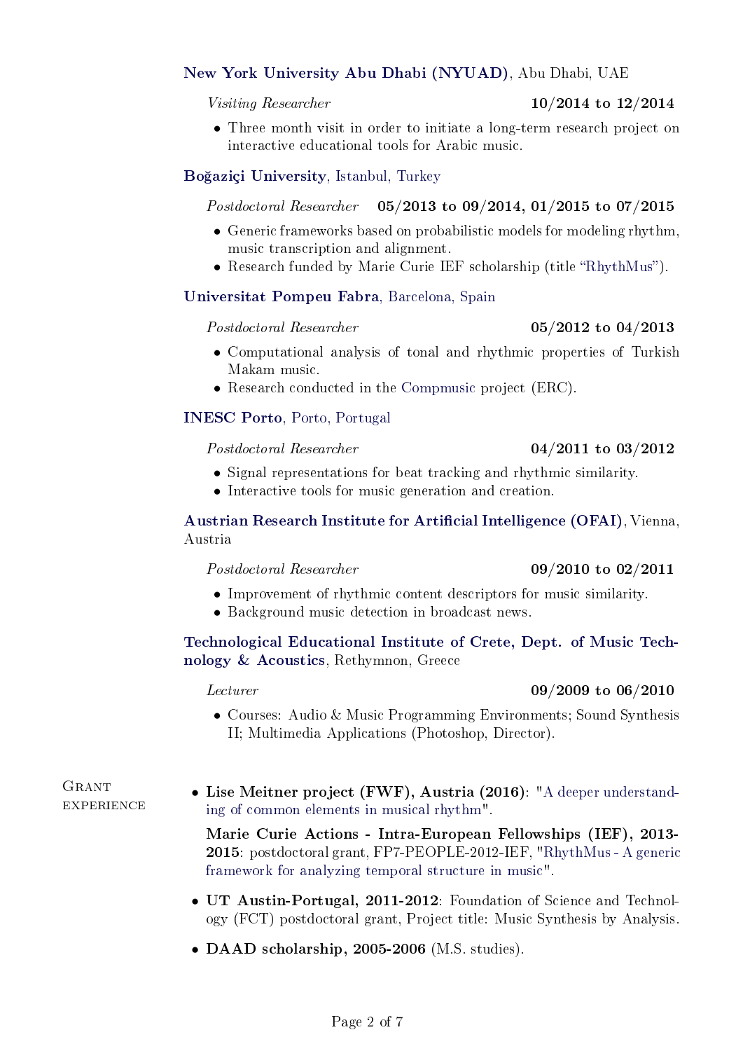**New York University Abu Dhabi (NYUAD)**, Abu Dhabi, UAE

*Visiting Researcher* **10/2014 to 12/2014**

- Three month visit in order to initiate a long-term research project on interactive educational tools for Arabic music.

**Boğaziçi University**, Istanbul, Turkey

*Postdoctoral Researcher* **05/2013 to 09/2014, 01/2015 to 07/2015**

- Generic frameworks based on probabilistic models for modeling rhythm, music transcription and alignment.
- Research funded by Marie Curie IEF scholarship (title "RhythMus").

**Universitat Pompeu Fabra**, Barcelona, Spain

*Postdoctoral Researcher* **05/2012 to 04/2013**

- Computational analysis of tonal and rhythmic properties of Turkish Makam music.
- Research conducted in the Compmusic project (ERC).

**INESC Porto**, Porto, Portugal

*Postdoctoral Researcher* **04/2011 to 03/2012**

- Signal representations for beat tracking and rhythmic similarity.
- Interactive tools for music generation and creation.

**Austrian Research Institute for Artificial Intelligence (OFAI)**, Vienna, Austria

*Postdoctoral Researcher* **09/2010 to 02/2011**

- Improvement of rhythmic content descriptors for music similarity.
- Background music detection in broadcast news.

**Technological Educational Institute of Crete, Dept. of Music Technology & Acoustics**, Rethymnon, Greece

*Lecturer* **09/2009 to 06/2010**

- Courses: Audio & Music Programming Environments; Sound Synthesis II; Multimedia Applications (Photoshop, Director).

## Grant experience

- **Lise Meitner project (FWF), Austria (2016)**: "A deeper understanding of common elements in musical rhythm".

  **Marie Curie Actions - Intra-European Fellowships (IEF), 2013-2015**: postdoctoral grant, FP7-PEOPLE-2012-IEF, "RhythMus - A generic framework for analyzing temporal structure in music".

- **UT Austin-Portugal, 2011-2012**: Foundation of Science and Technology (FCT) postdoctoral grant, Project title: Music Synthesis by Analysis.
- **DAAD scholarship, 2005-2006** (M.S. studies).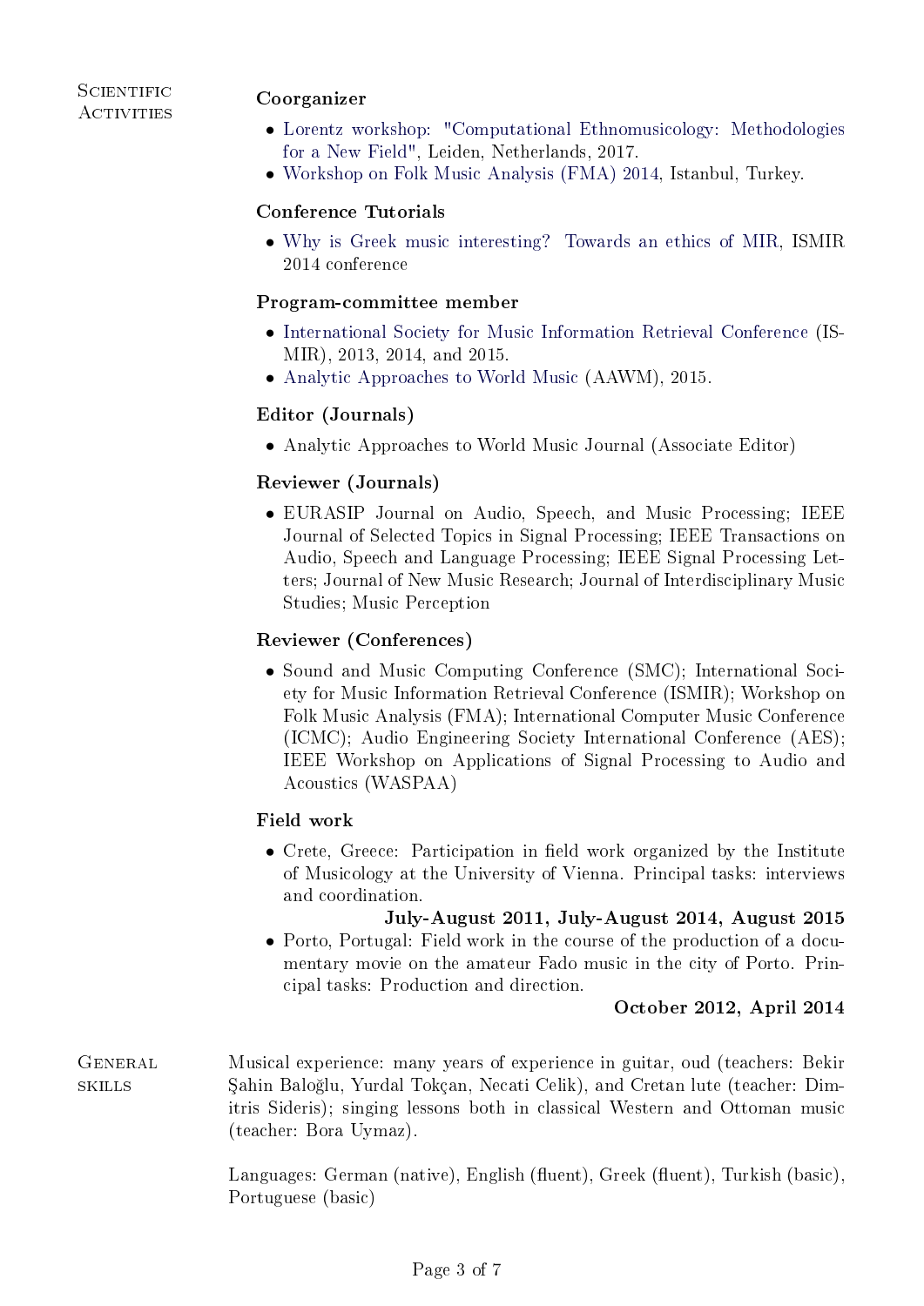## Scientific Activities

### Coorganizer

- Lorentz workshop: "Computational Ethnomusicology: Methodologies for a New Field", Leiden, Netherlands, 2017.
- Workshop on Folk Music Analysis (FMA) 2014, Istanbul, Turkey.

### Conference Tutorials

- Why is Greek music interesting? Towards an ethics of MIR, ISMIR 2014 conference

### Program-committee member

- International Society for Music Information Retrieval Conference (ISMIR), 2013, 2014, and 2015.
- Analytic Approaches to World Music (AAWM), 2015.

### Editor (Journals)

- Analytic Approaches to World Music Journal (Associate Editor)

### Reviewer (Journals)

- EURASIP Journal on Audio, Speech, and Music Processing; IEEE Journal of Selected Topics in Signal Processing; IEEE Transactions on Audio, Speech and Language Processing; IEEE Signal Processing Letters; Journal of New Music Research; Journal of Interdisciplinary Music Studies; Music Perception

### Reviewer (Conferences)

- Sound and Music Computing Conference (SMC); International Society for Music Information Retrieval Conference (ISMIR); Workshop on Folk Music Analysis (FMA); International Computer Music Conference (ICMC); Audio Engineering Society International Conference (AES); IEEE Workshop on Applications of Signal Processing to Audio and Acoustics (WASPAA)

### Field work

- Crete, Greece: Participation in field work organized by the Institute of Musicology at the University of Vienna. Principal tasks: interviews and coordination.
  **July-August 2011, July-August 2014, August 2015**
- Porto, Portugal: Field work in the course of the production of a documentary movie on the amateur Fado music in the city of Porto. Principal tasks: Production and direction.
  **October 2012, April 2014**

## General skills

Musical experience: many years of experience in guitar, oud (teachers: Bekir Şahin Baloğlu, Yurdal Tokçan, Necati Celik), and Cretan lute (teacher: Dimitris Sideris); singing lessons both in classical Western and Ottoman music (teacher: Bora Uymaz).

Languages: German (native), English (fluent), Greek (fluent), Turkish (basic), Portuguese (basic)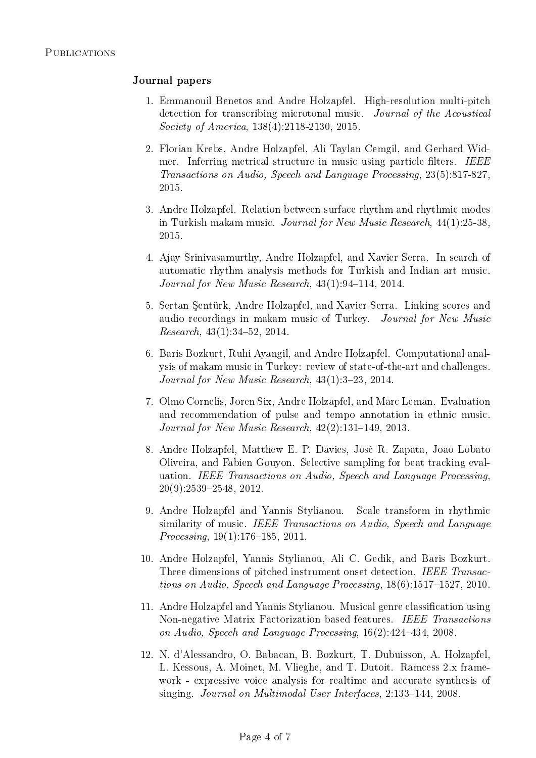# Publications

## Journal papers

1. Emmanouil Benetos and Andre Holzapfel. High-resolution multi-pitch detection for transcribing microtonal music. *Journal of the Acoustical Society of America*, 138(4):2118-2130, 2015.

2. Florian Krebs, Andre Holzapfel, Ali Taylan Cemgil, and Gerhard Widmer. Inferring metrical structure in music using particle filters. *IEEE Transactions on Audio, Speech and Language Processing*, 23(5):817-827, 2015.

3. Andre Holzapfel. Relation between surface rhythm and rhythmic modes in Turkish makam music. *Journal for New Music Research*, 44(1):25-38, 2015.

4. Ajay Srinivasamurthy, Andre Holzapfel, and Xavier Serra. In search of automatic rhythm analysis methods for Turkish and Indian art music. *Journal for New Music Research*, 43(1):94–114, 2014.

5. Sertan Şentürk, Andre Holzapfel, and Xavier Serra. Linking scores and audio recordings in makam music of Turkey. *Journal for New Music Research*, 43(1):34–52, 2014.

6. Baris Bozkurt, Ruhi Ayangil, and Andre Holzapfel. Computational analysis of makam music in Turkey: review of state-of-the-art and challenges. *Journal for New Music Research*, 43(1):3–23, 2014.

7. Olmo Cornelis, Joren Six, Andre Holzapfel, and Marc Leman. Evaluation and recommendation of pulse and tempo annotation in ethnic music. *Journal for New Music Research*, 42(2):131–149, 2013.

8. Andre Holzapfel, Matthew E. P. Davies, José R. Zapata, Joao Lobato Oliveira, and Fabien Gouyon. Selective sampling for beat tracking evaluation. *IEEE Transactions on Audio, Speech and Language Processing*, 20(9):2539–2548, 2012.

9. Andre Holzapfel and Yannis Stylianou. Scale transform in rhythmic similarity of music. *IEEE Transactions on Audio, Speech and Language Processing*, 19(1):176–185, 2011.

10. Andre Holzapfel, Yannis Stylianou, Ali C. Gedik, and Baris Bozkurt. Three dimensions of pitched instrument onset detection. *IEEE Transactions on Audio, Speech and Language Processing*, 18(6):1517–1527, 2010.

11. Andre Holzapfel and Yannis Stylianou. Musical genre classification using Non-negative Matrix Factorization based features. *IEEE Transactions on Audio, Speech and Language Processing*, 16(2):424–434, 2008.

12. N. d'Alessandro, O. Babacan, B. Bozkurt, T. Dubuisson, A. Holzapfel, L. Kessous, A. Moinet, M. Vlieghe, and T. Dutoit. Ramcess 2.x framework - expressive voice analysis for realtime and accurate synthesis of singing. *Journal on Multimodal User Interfaces*, 2:133–144, 2008.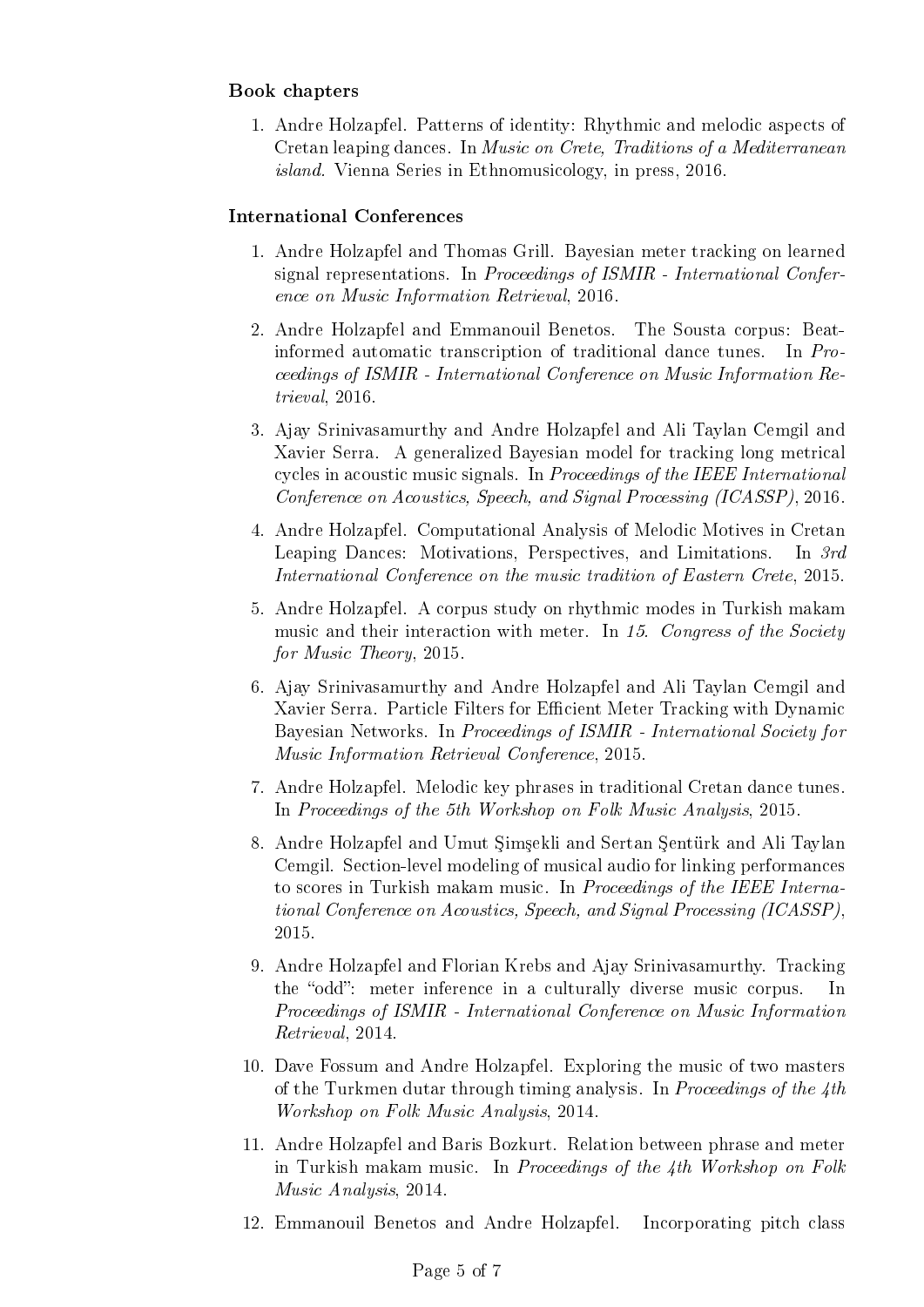### Book chapters

1. Andre Holzapfel. Patterns of identity: Rhythmic and melodic aspects of Cretan leaping dances. In *Music on Crete, Traditions of a Mediterranean island*. Vienna Series in Ethnomusicology, in press, 2016.

### International Conferences

1. Andre Holzapfel and Thomas Grill. Bayesian meter tracking on learned signal representations. In *Proceedings of ISMIR - International Conference on Music Information Retrieval*, 2016.
2. Andre Holzapfel and Emmanouil Benetos. The Sousta corpus: Beat-informed automatic transcription of traditional dance tunes. In *Proceedings of ISMIR - International Conference on Music Information Retrieval*, 2016.
3. Ajay Srinivasamurthy and Andre Holzapfel and Ali Taylan Cemgil and Xavier Serra. A generalized Bayesian model for tracking long metrical cycles in acoustic music signals. In *Proceedings of the IEEE International Conference on Acoustics, Speech, and Signal Processing (ICASSP)*, 2016.
4. Andre Holzapfel. Computational Analysis of Melodic Motives in Cretan Leaping Dances: Motivations, Perspectives, and Limitations. In *3rd International Conference on the music tradition of Eastern Crete*, 2015.
5. Andre Holzapfel. A corpus study on rhythmic modes in Turkish makam music and their interaction with meter. In *15. Congress of the Society for Music Theory*, 2015.
6. Ajay Srinivasamurthy and Andre Holzapfel and Ali Taylan Cemgil and Xavier Serra. Particle Filters for Efficient Meter Tracking with Dynamic Bayesian Networks. In *Proceedings of ISMIR - International Society for Music Information Retrieval Conference*, 2015.
7. Andre Holzapfel. Melodic key phrases in traditional Cretan dance tunes. In *Proceedings of the 5th Workshop on Folk Music Analysis*, 2015.
8. Andre Holzapfel and Umut Şimşekli and Sertan Şentürk and Ali Taylan Cemgil. Section-level modeling of musical audio for linking performances to scores in Turkish makam music. In *Proceedings of the IEEE International Conference on Acoustics, Speech, and Signal Processing (ICASSP)*, 2015.
9. Andre Holzapfel and Florian Krebs and Ajay Srinivasamurthy. Tracking the "odd": meter inference in a culturally diverse music corpus. In *Proceedings of ISMIR - International Conference on Music Information Retrieval*, 2014.
10. Dave Fossum and Andre Holzapfel. Exploring the music of two masters of the Turkmen dutar through timing analysis. In *Proceedings of the 4th Workshop on Folk Music Analysis*, 2014.
11. Andre Holzapfel and Baris Bozkurt. Relation between phrase and meter in Turkish makam music. In *Proceedings of the 4th Workshop on Folk Music Analysis*, 2014.
12. Emmanouil Benetos and Andre Holzapfel. Incorporating pitch class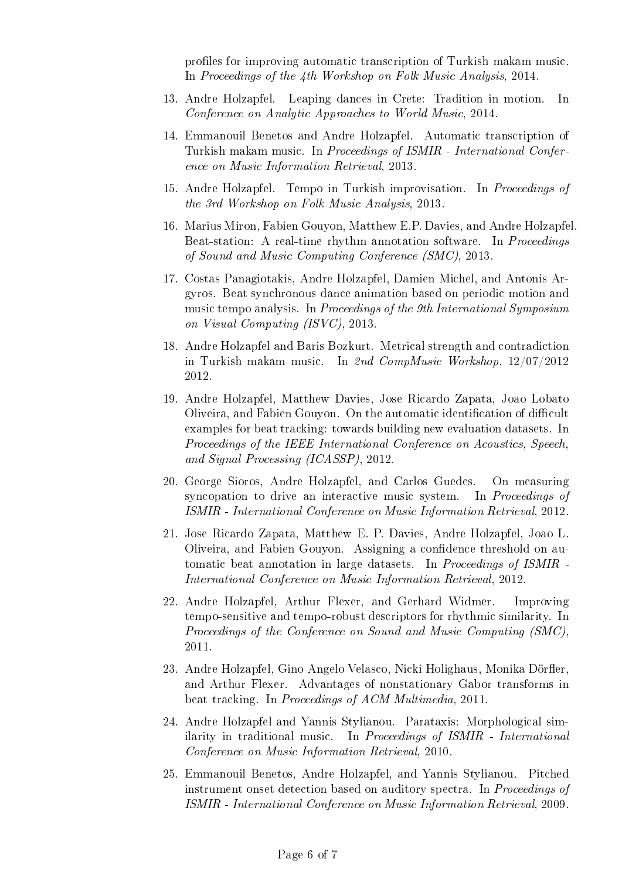profiles for improving automatic transcription of Turkish makam music. In *Proceedings of the 4th Workshop on Folk Music Analysis*, 2014.

13. Andre Holzapfel. Leaping dances in Crete: Tradition in motion. In *Conference on Analytic Approaches to World Music*, 2014.

14. Emmanouil Benetos and Andre Holzapfel. Automatic transcription of Turkish makam music. In *Proceedings of ISMIR - International Conference on Music Information Retrieval*, 2013.

15. Andre Holzapfel. Tempo in Turkish improvisation. In *Proceedings of the 3rd Workshop on Folk Music Analysis*, 2013.

16. Marius Miron, Fabien Gouyon, Matthew E.P. Davies, and Andre Holzapfel. Beat-station: A real-time rhythm annotation software. In *Proceedings of Sound and Music Computing Conference (SMC)*, 2013.

17. Costas Panagiotakis, Andre Holzapfel, Damien Michel, and Antonis Argyros. Beat synchronous dance animation based on periodic motion and music tempo analysis. In *Proceedings of the 9th International Symposium on Visual Computing (ISVC)*, 2013.

18. Andre Holzapfel and Baris Bozkurt. Metrical strength and contradiction in Turkish makam music. In *2nd CompMusic Workshop*, 12/07/2012 2012.

19. Andre Holzapfel, Matthew Davies, Jose Ricardo Zapata, Joao Lobato Oliveira, and Fabien Gouyon. On the automatic identification of difficult examples for beat tracking: towards building new evaluation datasets. In *Proceedings of the IEEE International Conference on Acoustics, Speech, and Signal Processing (ICASSP)*, 2012.

20. George Sioros, Andre Holzapfel, and Carlos Guedes. On measuring syncopation to drive an interactive music system. In *Proceedings of ISMIR - International Conference on Music Information Retrieval*, 2012.

21. Jose Ricardo Zapata, Matthew E. P. Davies, Andre Holzapfel, Joao L. Oliveira, and Fabien Gouyon. Assigning a confidence threshold on automatic beat annotation in large datasets. In *Proceedings of ISMIR - International Conference on Music Information Retrieval*, 2012.

22. Andre Holzapfel, Arthur Flexer, and Gerhard Widmer. Improving tempo-sensitive and tempo-robust descriptors for rhythmic similarity. In *Proceedings of the Conference on Sound and Music Computing (SMC)*, 2011.

23. Andre Holzapfel, Gino Angelo Velasco, Nicki Holighaus, Monika Dörfler, and Arthur Flexer. Advantages of nonstationary Gabor transforms in beat tracking. In *Proceedings of ACM Multimedia*, 2011.

24. Andre Holzapfel and Yannis Stylianou. Parataxis: Morphological similarity in traditional music. In *Proceedings of ISMIR - International Conference on Music Information Retrieval*, 2010.

25. Emmanouil Benetos, Andre Holzapfel, and Yannis Stylianou. Pitched instrument onset detection based on auditory spectra. In *Proceedings of ISMIR - International Conference on Music Information Retrieval*, 2009.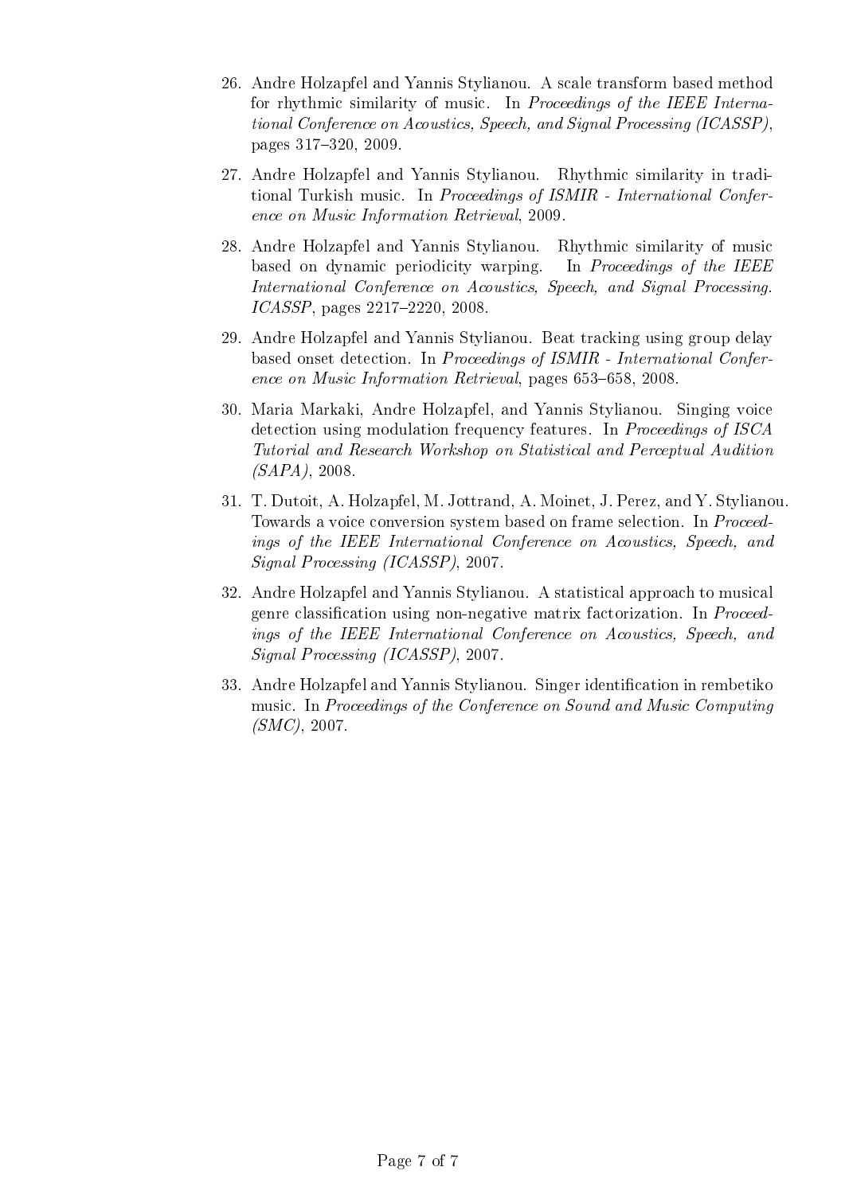26. Andre Holzapfel and Yannis Stylianou. A scale transform based method for rhythmic similarity of music. In *Proceedings of the IEEE International Conference on Acoustics, Speech, and Signal Processing (ICASSP)*, pages 317–320, 2009.

27. Andre Holzapfel and Yannis Stylianou. Rhythmic similarity in traditional Turkish music. In *Proceedings of ISMIR - International Conference on Music Information Retrieval*, 2009.

28. Andre Holzapfel and Yannis Stylianou. Rhythmic similarity of music based on dynamic periodicity warping. In *Proceedings of the IEEE International Conference on Acoustics, Speech, and Signal Processing. ICASSP*, pages 2217–2220, 2008.

29. Andre Holzapfel and Yannis Stylianou. Beat tracking using group delay based onset detection. In *Proceedings of ISMIR - International Conference on Music Information Retrieval*, pages 653–658, 2008.

30. Maria Markaki, Andre Holzapfel, and Yannis Stylianou. Singing voice detection using modulation frequency features. In *Proceedings of ISCA Tutorial and Research Workshop on Statistical and Perceptual Audition (SAPA)*, 2008.

31. T. Dutoit, A. Holzapfel, M. Jottrand, A. Moinet, J. Perez, and Y. Stylianou. Towards a voice conversion system based on frame selection. In *Proceedings of the IEEE International Conference on Acoustics, Speech, and Signal Processing (ICASSP)*, 2007.

32. Andre Holzapfel and Yannis Stylianou. A statistical approach to musical genre classification using non-negative matrix factorization. In *Proceedings of the IEEE International Conference on Acoustics, Speech, and Signal Processing (ICASSP)*, 2007.

33. Andre Holzapfel and Yannis Stylianou. Singer identification in rembetiko music. In *Proceedings of the Conference on Sound and Music Computing (SMC)*, 2007.